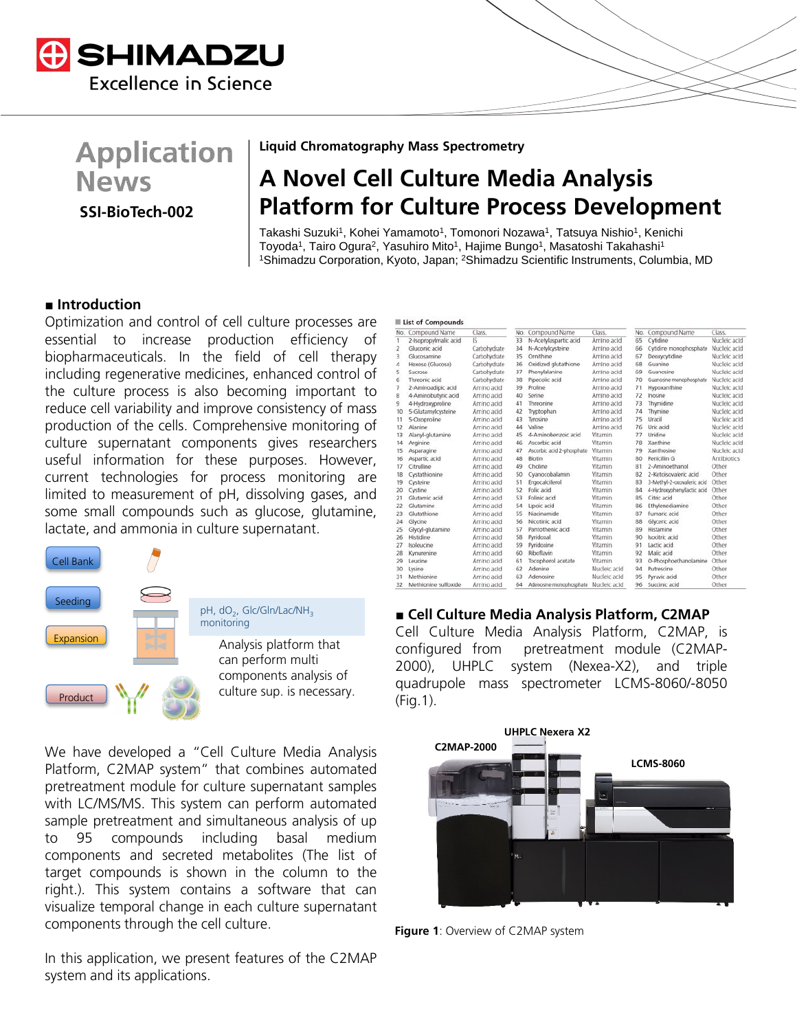# Application News

**SSI-BioTech-002**

**Liquid Chromatography Mass Spectrometry**

## A Novel Cell Culture Media Analysis Platform for Culture Process Development

Takashi Suzuki[1], Kohei Yamamoto[1], Tomonori Nozawa[1], Tatsuya Nishio[1], Kenichi Toyoda[1], Tairo Ogura[2], Yasuhiro Mito[1], Hajime Bungo[1], Masatoshi Takahashi[1]
[1]Shimadzu Corporation, Kyoto, Japan; [2]Shimadzu Scientific Instruments, Columbia, MD

### ■ Introduction

Optimization and control of cell culture processes are essential to increase production efficiency of biopharmaceuticals. In the field of cell therapy including regenerative medicines, enhanced control of the culture process is also becoming important to reduce cell variability and improve consistency of mass production of the cells. Comprehensive monitoring of culture supernatant components gives researchers useful information for these purposes. However, current technologies for process monitoring are limited to measurement of pH, dissolving gases, and some small compounds such as glucose, glutamine, lactate, and ammonia in culture supernatant.

Cell Bank
Seeding
Expansion
Product

pH, $dO_2$, Glc/Gln/Lac/$NH_3$ monitoring

Analysis platform that can perform multi components analysis of culture sup. is necessary.

We have developed a "Cell Culture Media Analysis Platform, C2MAP system" that combines automated pretreatment module for culture supernatant samples with LC/MS/MS. This system can perform automated sample pretreatment and simultaneous analysis of up to 95 compounds including basal medium components and secreted metabolites (The list of target compounds is shown in the column to the right.). This system contains a software that can visualize temporal change in each culture supernatant components through the cell culture.

In this application, we present features of the C2MAP system and its applications.

**List of Compounds**

| No. | Compound Name | Class. | No. | Compound Name | Class. | No. | Compound Name | Class. |
|---|---|---|---|---|---|---|---|---|
| 1 | 2-Isopropylmalic acid | IS | 33 | N-Acetylaspartic acid | Amino acid | 65 | Cytidine | Nucleic acid |
| 2 | Gluconic acid | Carbohydrate | 34 | N-Acetylcysteine | Amino acid | 66 | Cytidine monophosphate | Nucleic acid |
| 3 | Glucosamine | Carbohydrate | 35 | Ornithine | Amino acid | 67 | Deoxycytidine | Nucleic acid |
| 4 | Hexose (Glucose) | Carbohydrate | 36 | Oxidized glutathione | Amino acid | 68 | Guanine | Nucleic acid |
| 5 | Sucrose | Carbohydrate | 37 | Phenylalanine | Amino acid | 69 | Guanosine | Nucleic acid |
| 6 | Threonic acid | Carbohydrate | 38 | Pipecolic acid | Amino acid | 70 | Guanosine monophosphate | Nucleic acid |
| 7 | 2-Aminoadipic acid | Amino acid | 39 | Proline | Amino acid | 71 | Hypoxanthine | Nucleic acid |
| 8 | 4-Aminobutyric acid | Amino acid | 40 | Serine | Amino acid | 72 | Inosine | Nucleic acid |
| 9 | 4-Hydroxyproline | Amino acid | 41 | Threonine | Amino acid | 73 | Thymidine | Nucleic acid |
| 10 | 5-Glutamylcysteine | Amino acid | 42 | Tryptophan | Amino acid | 74 | Thymine | Nucleic acid |
| 11 | 5-Oxoproline | Amino acid | 43 | Tyrosine | Amino acid | 75 | Uracil | Nucleic acid |
| 12 | Alanine | Amino acid | 44 | Valine | Amino acid | 76 | Uric acid | Nucleic acid |
| 13 | Alanyl-glutamine | Amino acid | 45 | 4-Aminobenzoic acid | Vitamin | 77 | Uridine | Nucleic acid |
| 14 | Arginine | Amino acid | 46 | Ascorbic acid | Vitamin | 78 | Xanthine | Nucleic acid |
| 15 | Asparagine | Amino acid | 47 | Ascorbic acid 2-phosphate | Vitamin | 79 | Xanthosine | Nucleic acid |
| 16 | Aspartic acid | Amino acid | 48 | Biotin | Vitamin | 80 | Penicillin G | Antibiotics |
| 17 | Citrulline | Amino acid | 49 | Choline | Vitamin | 81 | 2-Aminoethanol | Other |
| 18 | Cystathionine | Amino acid | 50 | Cyanocobalamin | Vitamin | 82 | 2-Ketoisovaleric acid | Other |
| 19 | Cysteine | Amino acid | 51 | Ergocalciferol | Vitamin | 83 | 3-Methyl-2-oxovaleric acid | Other |
| 20 | Cystine | Amino acid | 52 | Folic acid | Vitamin | 84 | 4-Hydroxyphenyllactic acid | Other |
| 21 | Glutamic acid | Amino acid | 53 | Folinic acid | Vitamin | 85 | Citric acid | Other |
| 22 | Glutamine | Amino acid | 54 | Lipoic acid | Vitamin | 86 | Ethylenediamine | Other |
| 23 | Glutathione | Amino acid | 55 | Niacinamide | Vitamin | 87 | Fumaric acid | Other |
| 24 | Glycine | Amino acid | 56 | Nicotinic acid | Vitamin | 88 | Glyceric acid | Other |
| 25 | Glycyl-glutamine | Amino acid | 57 | Pantothenic acid | Vitamin | 89 | Histamine | Other |
| 26 | Histidine | Amino acid | 58 | Pyridoxal | Vitamin | 90 | Isocitric acid | Other |
| 27 | Isoleucine | Amino acid | 59 | Pyridoxine | Vitamin | 91 | Lactic acid | Other |
| 28 | Kynurenine | Amino acid | 60 | Riboflavin | Vitamin | 92 | Malic acid | Other |
| 29 | Leucine | Amino acid | 61 | Tocopherol acetate | Vitamin | 93 | O-Phosphoethanolamine | Other |
| 30 | Lysine | Amino acid | 62 | Adenine | Nucleic acid | 94 | Putrescine | Other |
| 31 | Methionine | Amino acid | 63 | Adenosine | Nucleic acid | 95 | Pyruvic acid | Other |
| 32 | Methionine sulfoxide | Amino acid | 64 | Adenosine monophosphate | Nucleic acid | 96 | Succinic acid | Other |

### ■ Cell Culture Media Analysis Platform, C2MAP

Cell Culture Media Analysis Platform, C2MAP, is configured from pretreatment module (C2MAP-2000), UHPLC system (Nexera-X2), and triple quadrupole mass spectrometer LCMS-8060/-8050 (Fig.1).

UHPLC Nexera X2
C2MAP-2000
LCMS-8060

**Figure 1**: Overview of C2MAP system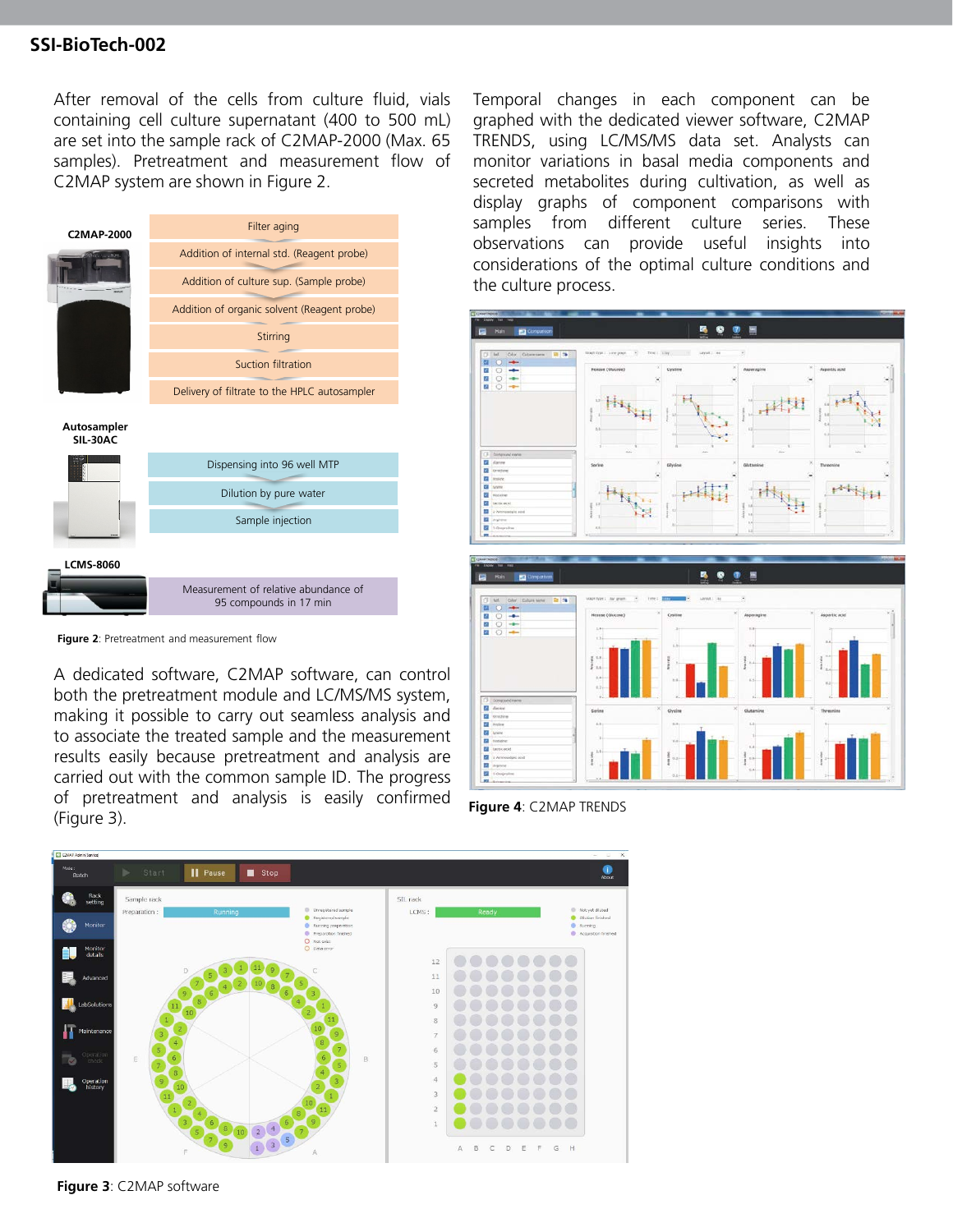After removal of the cells from culture fluid, vials containing cell culture supernatant (400 to 500 mL) are set into the sample rack of C2MAP-2000 (Max. 65 samples). Pretreatment and measurement flow of C2MAP system are shown in Figure 2.

**C2MAP-2000**

- Filter aging
- Addition of internal std. (Reagent probe)
- Addition of culture sup. (Sample probe)
- Addition of organic solvent (Reagent probe)
- Stirring
- Suction filtration
- Delivery of filtrate to the HPLC autosampler

**Autosampler SIL-30AC**

- Dispensing into 96 well MTP
- Dilution by pure water
- Sample injection

**LCMS-8060**

- Measurement of relative abundance of 95 compounds in 17 min

**Figure 2**: Pretreatment and measurement flow

A dedicated software, C2MAP software, can control both the pretreatment module and LC/MS/MS system, making it possible to carry out seamless analysis and to associate the treated sample and the measurement results easily because pretreatment and analysis are carried out with the common sample ID. The progress of pretreatment and analysis is easily confirmed (Figure 3).

Temporal changes in each component can be graphed with the dedicated viewer software, C2MAP TRENDS, using LC/MS/MS data set. Analysts can monitor variations in basal media components and secreted metabolites during cultivation, as well as display graphs of component comparisons with samples from different culture series. These observations can provide useful insights into considerations of the optimal culture conditions and the culture process.

**Figure 4**: C2MAP TRENDS

**Figure 3**: C2MAP software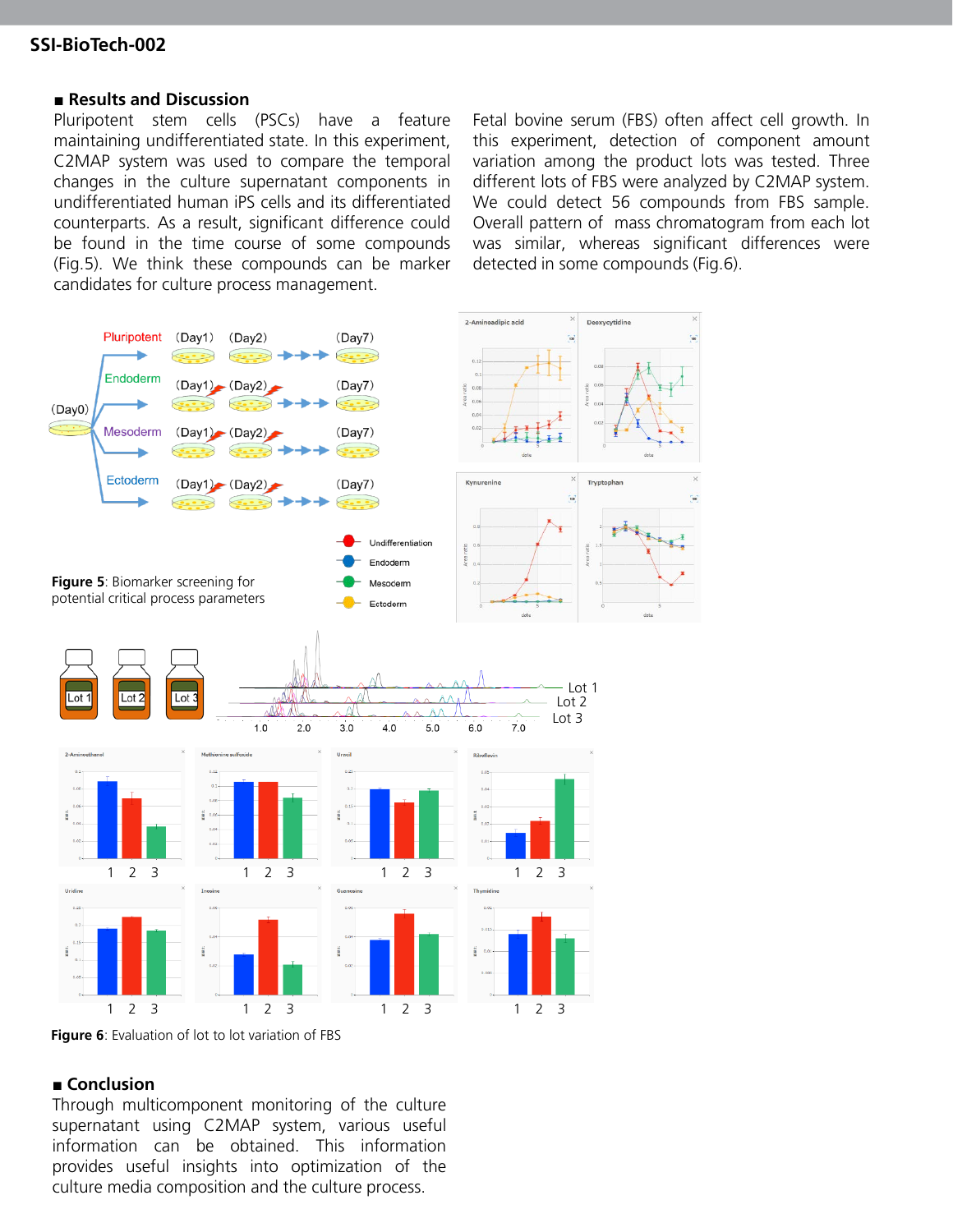## ■ Results and Discussion

Pluripotent stem cells (PSCs) have a feature maintaining undifferentiated state. In this experiment, C2MAP system was used to compare the temporal changes in the culture supernatant components in undifferentiated human iPS cells and its differentiated counterparts. As a result, significant difference could be found in the time course of some compounds (Fig.5). We think these compounds can be marker candidates for culture process management.

Fetal bovine serum (FBS) often affect cell growth. In this experiment, detection of component amount variation among the product lots was tested. Three different lots of FBS were analyzed by C2MAP system. We could detect 56 compounds from FBS sample. Overall pattern of mass chromatogram from each lot was similar, whereas significant differences were detected in some compounds (Fig.6).

**Figure 5**: Biomarker screening for potential critical process parameters

**Figure 6**: Evaluation of lot to lot variation of FBS

## ■ Conclusion

Through multicomponent monitoring of the culture supernatant using C2MAP system, various useful information can be obtained. This information provides useful insights into optimization of the culture media composition and the culture process.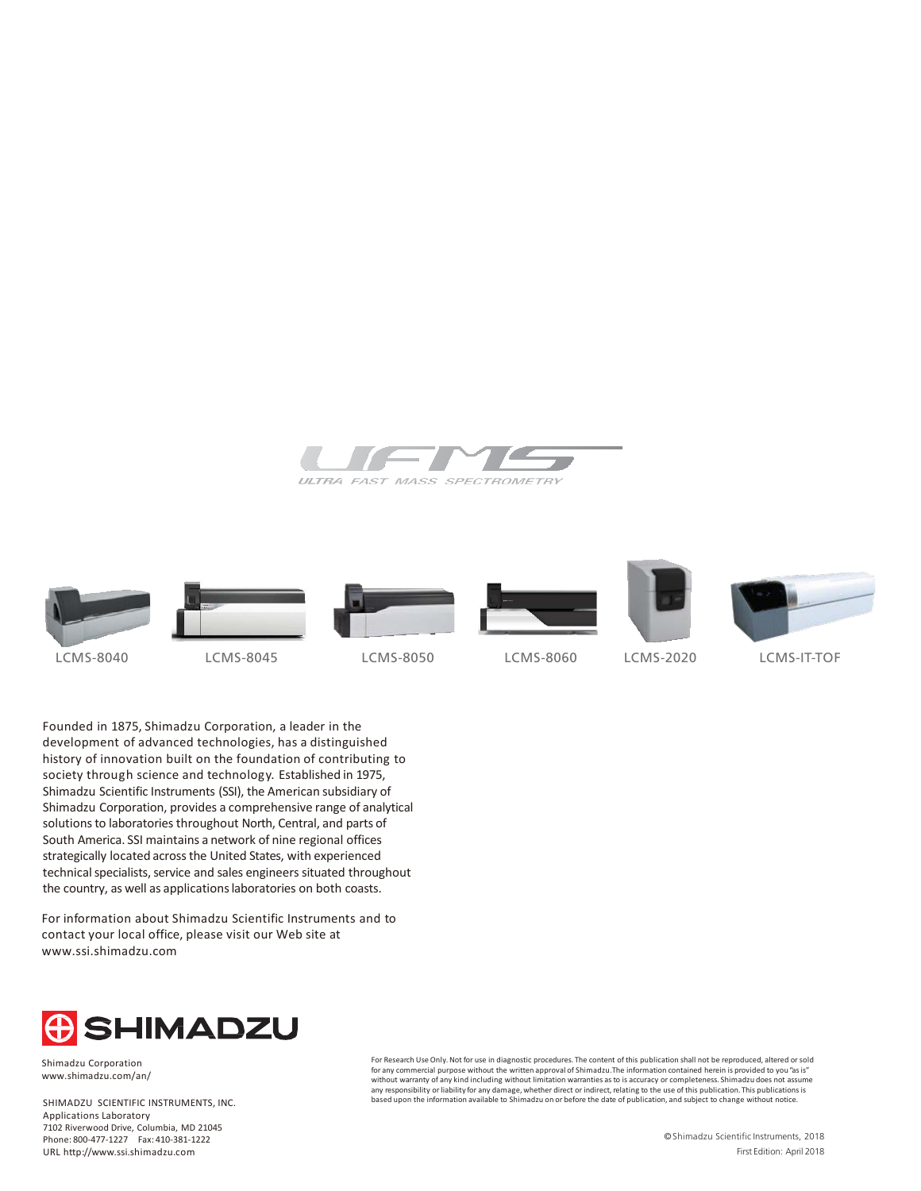ULTRA FAST MASS SPECTROMETRY

LCMS-8040 LCMS-8045 LCMS-8050 LCMS-8060 LCMS-2020 LCMS-IT-TOF

Founded in 1875, Shimadzu Corporation, a leader in the development of advanced technologies, has a distinguished history of innovation built on the foundation of contributing to society through science and technology. Established in 1975, Shimadzu Scientific Instruments (SSI), the American subsidiary of Shimadzu Corporation, provides a comprehensive range of analytical solutions to laboratories throughout North, Central, and parts of South America. SSI maintains a network of nine regional offices strategically located across the United States, with experienced technical specialists, service and sales engineers situated throughout the country, as well as applications laboratories on both coasts.

For information about Shimadzu Scientific Instruments and to contact your local office, please visit our Web site at www.ssi.shimadzu.com

SHIMADZU

Shimadzu Corporation
www.shimadzu.com/an/

SHIMADZU SCIENTIFIC INSTRUMENTS, INC.
Applications Laboratory
7102 Riverwood Drive, Columbia, MD 21045
Phone: 800-477-1227 Fax: 410-381-1222
URL http://www.ssi.shimadzu.com

For Research Use Only. Not for use in diagnostic procedures. The content of this publication shall not be reproduced, altered or sold for any commercial purpose without the written approval of Shimadzu. The information contained herein is provided to you "as is" without warranty of any kind including without limitation warranties as to is accuracy or completeness. Shimadzu does not assume any responsibility or liability for any damage, whether direct or indirect, relating to the use of this publication. This publications is based upon the information available to Shimadzu on or before the date of publication, and subject to change without notice.

© Shimadzu Scientific Instruments, 2018
First Edition: April 2018